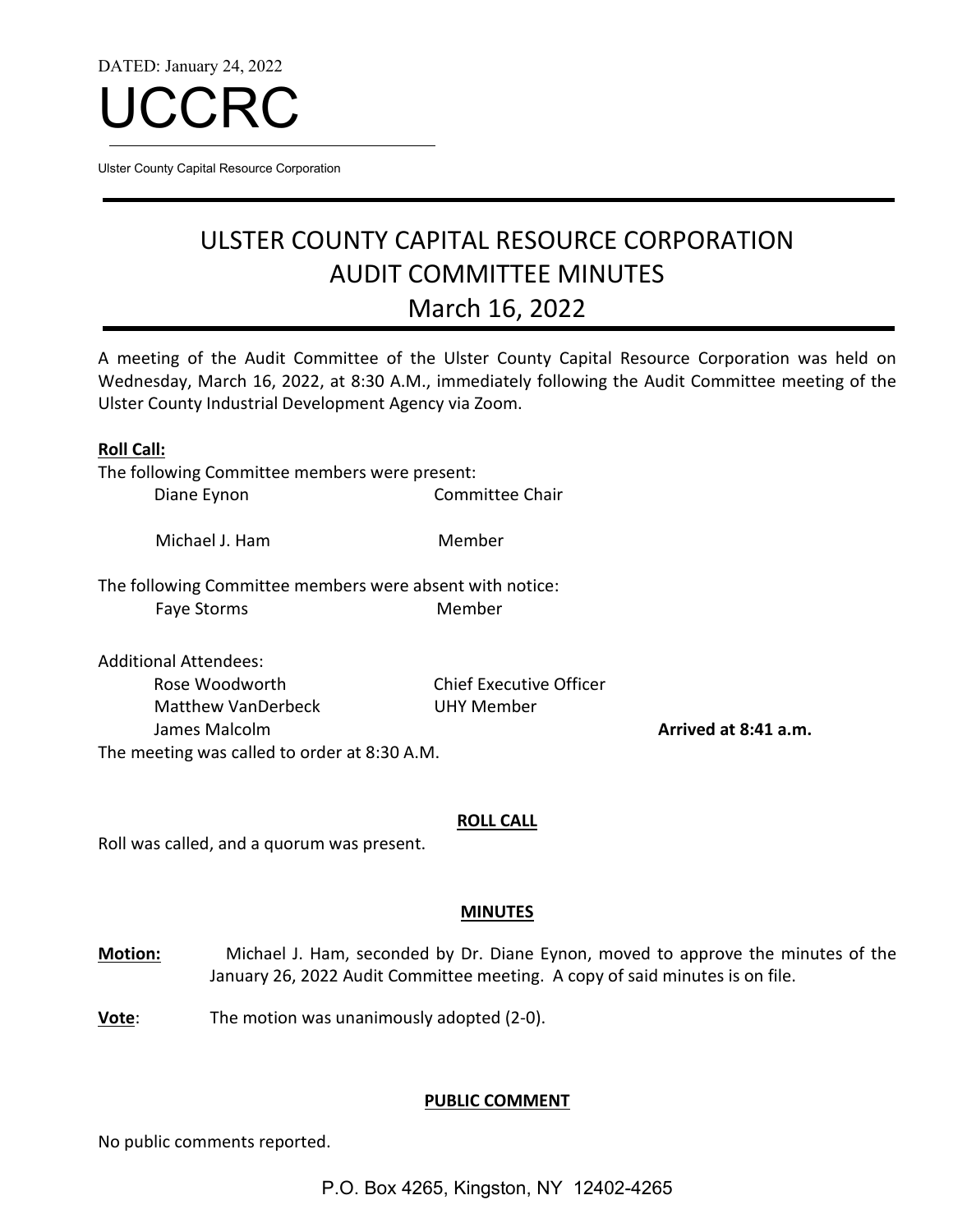DATED: January 24, 2022

# UCCRC

Ulster County Capital Resource Corporation

# ULSTER COUNTY CAPITAL RESOURCE CORPORATION
## AUDIT COMMITTEE MINUTES
## March 16, 2022

A meeting of the Audit Committee of the Ulster County Capital Resource Corporation was held on Wednesday, March 16, 2022, at 8:30 A.M., immediately following the Audit Committee meeting of the Ulster County Industrial Development Agency via Zoom.

**Roll Call:**

The following Committee members were present:

| | |
|---|---|
| Diane Eynon | Committee Chair |
| Michael J. Ham | Member |

The following Committee members were absent with notice:

| | |
|---|---|
| Faye Storms | Member |

Additional Attendees:

| | | |
|---|---|---|
| Rose Woodworth | Chief Executive Officer | |
| Matthew VanDerbeck | UHY Member | |
| James Malcolm | | **Arrived at 8:41 a.m.** |

The meeting was called to order at 8:30 A.M.

**ROLL CALL**

Roll was called, and a quorum was present.

**MINUTES**

**Motion:** Michael J. Ham, seconded by Dr. Diane Eynon, moved to approve the minutes of the January 26, 2022 Audit Committee meeting. A copy of said minutes is on file.

**Vote**: The motion was unanimously adopted (2-0).

**PUBLIC COMMENT**

No public comments reported.

P.O. Box 4265, Kingston, NY 12402-4265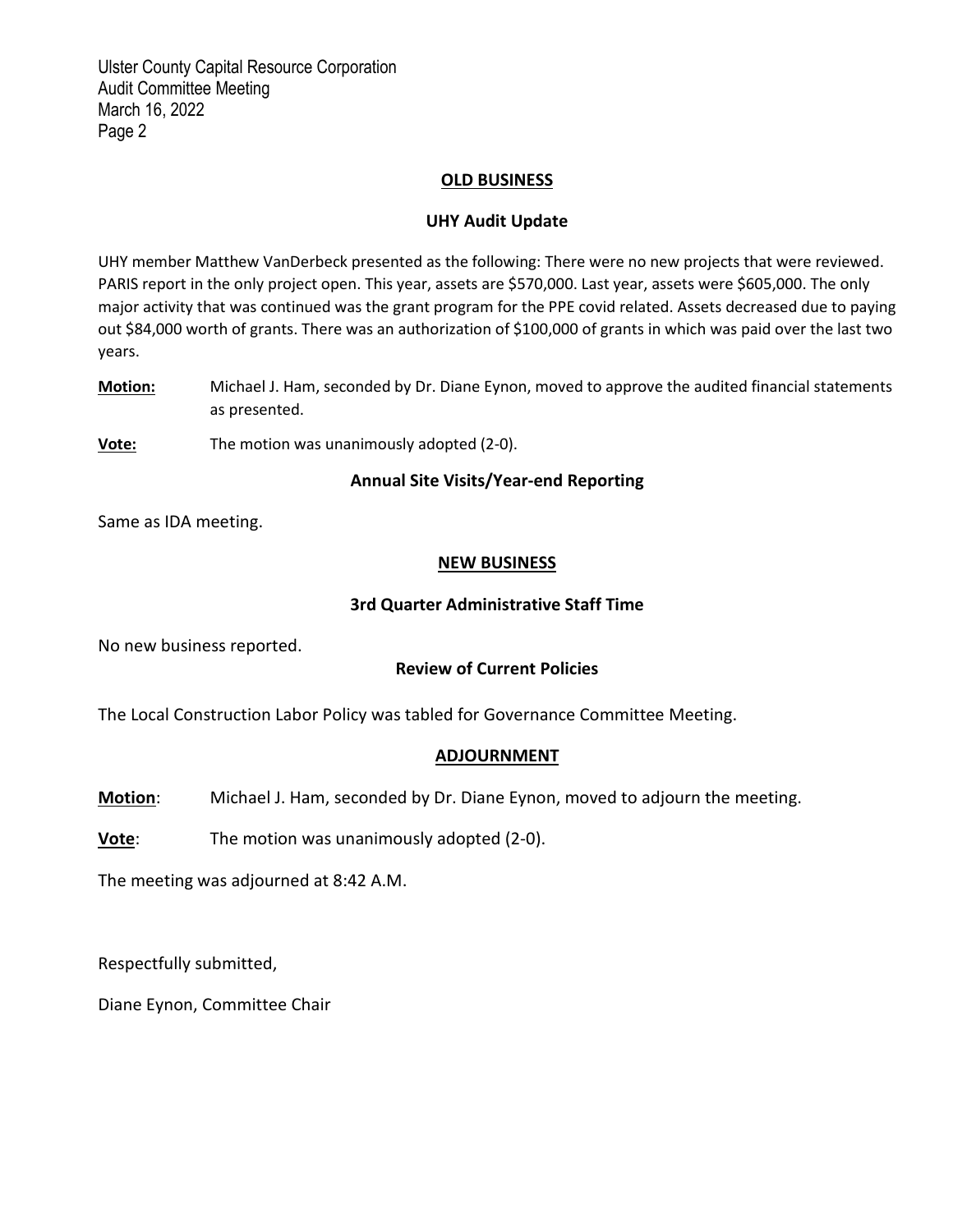## OLD BUSINESS

### UHY Audit Update

UHY member Matthew VanDerbeck presented as the following: There were no new projects that were reviewed. PARIS report in the only project open. This year, assets are $570,000. Last year, assets were $605,000. The only major activity that was continued was the grant program for the PPE covid related. Assets decreased due to paying out $84,000 worth of grants. There was an authorization of $100,000 of grants in which was paid over the last two years.

**Motion:** Michael J. Ham, seconded by Dr. Diane Eynon, moved to approve the audited financial statements as presented.

**Vote:** The motion was unanimously adopted (2-0).

### Annual Site Visits/Year-end Reporting

Same as IDA meeting.

## NEW BUSINESS

### 3rd Quarter Administrative Staff Time

No new business reported.

### Review of Current Policies

The Local Construction Labor Policy was tabled for Governance Committee Meeting.

## ADJOURNMENT

**Motion**: Michael J. Ham, seconded by Dr. Diane Eynon, moved to adjourn the meeting.

**Vote**: The motion was unanimously adopted (2-0).

The meeting was adjourned at 8:42 A.M.

Respectfully submitted,

Diane Eynon, Committee Chair